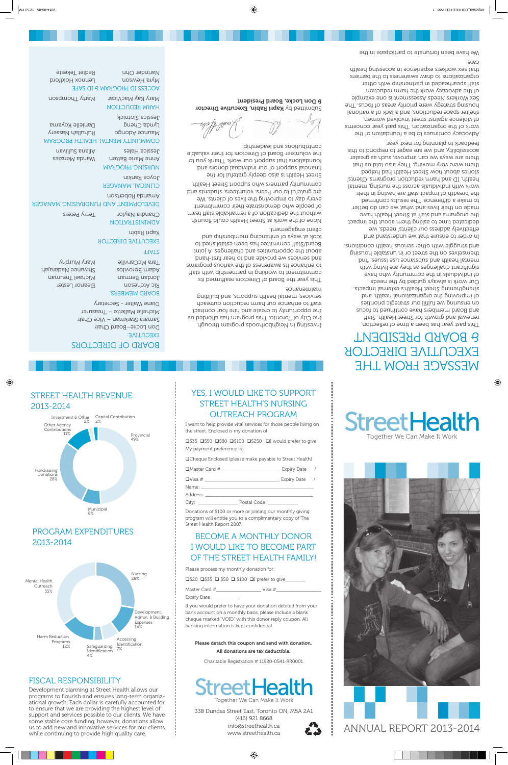# MESSAGE FROM THE EXECUTIVE DIRECTOR & BOARD PRESIDENT

This past year has been a time of reflection, renewal and growth for Street Health. Staff and Board members have continued to focus on ensuring we fulfill our strategic priorities of improving the organizational health, and strengthening Street Health's external impacts.

Our work is always guided by the needs of individuals in the community who have significant challenges as they are living with mental health and substance use issues, find themselves on the street or in unstable housing and struggle with other serious health conditions.

In order to ensure that we understand and effectively address our clients' needs, we dedicated time to asking them about the impact the programs and staff at Street Health have made on their lives and what we can do better to make a difference. The results confirmed the breadth of impact staff are having in their work with individuals across the nursing, mental health, ID and harm reduction programs. Clients' stories about how Street Health had helped them were very moving. They also told us that there are ways we can improve, such as greater accessibility, and we are eager to respond to this feedback in planning for next year.

Advocacy continues to be a foundation of the work of the organization. This past year concerns of violence against street involved women, shelter space reductions, and a lack of a national housing strategy were priority areas of focus. The Sex Workers Needs Assessment is one example of the advocacy work the harm reduction staff spearheaded in partnership with other organizations to draw awareness to the barriers that sex workers experience in accessing health care.

We have been fortunate to participate in the Investing in Neighbourhoods program through the City of Toronto. This program has afforded us the opportunity to create and hire four contract staff to enhance our harm reduction outreach services, mental health supports, and building maintenance.

This year the Board of Directors reaffirmed its commitment to working in partnership with staff to enhance its awareness of the various programs and services we provide and to hear first-hand about the opportunities and challenges. A joint Board/Staff committee has been established to look at ways of enhancing membership and client engagement.

None of the work at Street Health could flourish without the dedication of a remarkable staff team of people who demonstrate their commitment every day to improving the lives of clients. We are grateful to our Peers, volunteers, students and community partners who support Street Health.

Street Health is also deeply grateful for the financial support of our individual donors and foundations that support our work. Thank you to the volunteer Board of Directors for their valuable contributions and leadership.

Submitted by **Kapri Rabin, Executive Director & Don Locke, Board President**

## BOARD OF DIRECTORS

**EXECUTIVE:**

Don Locke–Board Chair
Samara Starkman – Vice Chair
Michelle Mallette – Treasurer
Diane Walter - Secretary

**BOARD MEMBERS:**

Ric Atcheson
Eleanor Lester
Jordan Berman
Michael Treuman
Adam Borovilos
Shrivanee Nadarajah
Tara McCarville
Mary Murphy

## STAFF

**EXECUTIVE DIRECTOR**

Kapri Rabin

**ADMINISTRATION**

Chandra Naylor
Terry Peters

**DEVELOPMENT AND FUNDRAISING MANAGER**

Amanda Robertson

**CLINICAL MANAGER**

Joyce Rankin

**NURSING PROGRAM**

Anne Marie Batten
Wanda Menzies
Jessica Hales
Allana Sullivan

**COMMUNITY MENTAL HEALTH PROGRAM**

Maurice Adongo
Ruhullah Nassery
Lynda Cheng
Danielle Koyama
Jessica Slotnick

**HARM REDUCTION**

Mary Kay MacVicar
Marty Thompson

**ACCESS ID PROGRAM & ID SAFE**

Myra Newsom
Lennox Holdford
Narinder Ohri
Rediet Tekeste

# StreetHealth
Together We Can Make It Work

# ANNUAL REPORT 2013-2014

## STREET HEALTH REVENUE 2013-2014

| Source | Share |
|---|---|
| Provincial | 49% |
| Fundraising Donations | 28% |
| Other Agency Contributions | 11% |
| Municipal | 8% |
| Investment & Other | 2% |
| Capital Contribution | 2% |

## PROGRAM EXPENDITURES 2013-2014

| Program | Share |
|---|---|
| Mental Health Outreach | 35% |
| Nursing | 28% |
| Development, Admin. & Building Expenses | 14% |
| Harm Reduction Programs | 12% |
| Accessing Identification | 7% |
| Safeguarding Identification | 4% |

## FISCAL RESPONSIBILITY

Development planning at Street Health allows our programs to flourish and ensures long-term organizational growth. Each dollar is carefully accounted for to ensure that we are providing the highest level of support and services possible to our clients. We have some stable core funding, however, donations allow us to add new and innovative services for our clients, while continuing to provide high quality care.

## YES, I WOULD LIKE TO SUPPORT STREET HEALTH'S NURSING OUTREACH PROGRAM

I want to help provide vital services for those people living on the street. Enclosed is my donation of:

❑$35 ❑$50 ❑$80 ❑$100 ❑$250 ❑I would prefer to give \_\_\_\_\_\_

My payment preference is:

❑Cheque Enclosed (please make payable to Street Health)

❑Master Card # \_\_\_\_\_\_\_\_\_\_\_\_\_\_\_\_\_\_\_\_\_\_\_\_ Expiry Date /

❑Visa # \_\_\_\_\_\_\_\_\_\_\_\_\_\_\_\_\_\_\_\_\_\_\_\_\_\_\_\_\_\_ Expiry Date /

Name: \_\_\_\_\_\_\_\_\_\_\_\_\_\_\_\_\_\_\_\_\_\_\_\_\_\_\_\_\_\_\_\_\_\_\_\_\_\_\_\_

Address: \_\_\_\_\_\_\_\_\_\_\_\_\_\_\_\_\_\_\_\_\_\_\_\_\_\_\_\_\_\_\_\_\_\_\_\_\_\_

City: \_\_\_\_\_\_\_\_\_\_\_\_\_\_\_\_ Postal Code: \_\_\_\_\_\_\_\_\_\_\_\_

Donations of $100 or more or joining our monthly giving program will entitle you to a complimentary copy of The Street Health Report 2007.

## BECOME A MONTHLY DONOR I WOULD LIKE TO BECOME PART OF THE STREET HEALTH FAMILY!

Please process my monthly donation for:

❑$20 ❑$35 ❑ $50 ❑ $100 ❑I prefer to give\_\_\_\_\_\_\_\_

Master Card #\_\_\_\_\_\_\_\_\_\_\_\_\_\_\_\_\_\_ Visa #\_\_\_\_\_\_\_\_\_\_\_\_\_\_\_\_\_\_

Expiry Date\_\_\_\_\_\_\_\_\_\_\_\_

If you would prefer to have your donation debited from your bank account on a monthly basis, please include a blank cheque marked "VOID" with this donor reply coupon. All banking information is kept confidential.

**Please detach this coupon and send with donation.**
**All donations are tax deductible.**

Charitable Registration # 11920-0541-RR0001

# StreetHealth
Together We Can Make It Work

338 Dundas Street East, Toronto ON, M5A 2A1
(416) 921 8668
info@streethealth.ca
www.streethealth.ca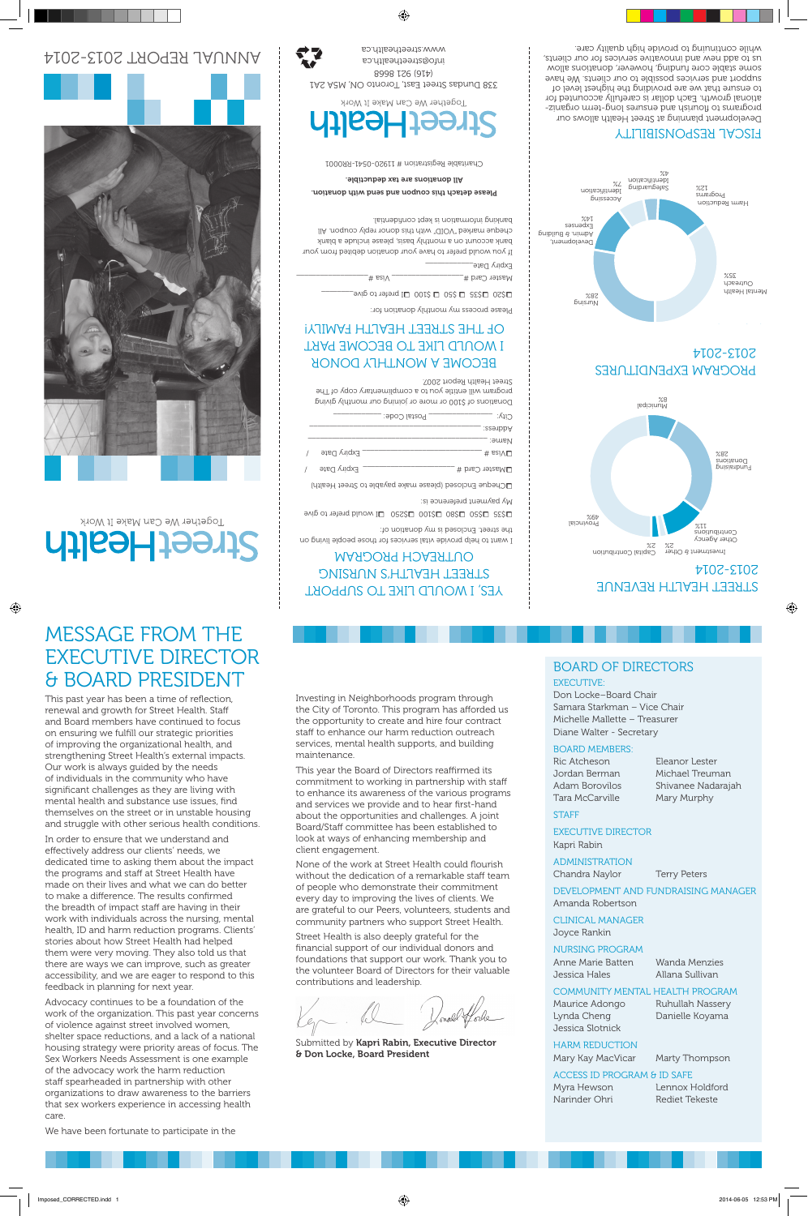# ANNUAL REPORT 2013-2014

# StreetHealth

Together We Can Make It Work

## STREET HEALTH REVENUE 2013-2014

- Provincial 49%
- Fundraising Donations 28%
- Municipal 8%
- Other Agency Contributions 11%
- Investment & Other 2%
- Capital Contribution 2%

## PROGRAM EXPENDITURES 2013-2014

- Mental Health Outreach 35%
- Nursing 28%
- Development, Admin. & Building Expenses 14%
- Harm Reduction Programs 12%
- Accessing Identification 7%
- Safeguarding Identification 4%

## FISCAL RESPONSIBILITY

Development planning at Street Health allows our programs to flourish and ensures long-term organizational growth. Each dollar is carefully accounted for to ensure that we are providing the highest level of support and services possible to our clients. We have some stable core funding, however, donations allow us to add new and innovative services for our clients, while continuing to provide high quality care.

## YES, I WOULD LIKE TO SUPPORT STREET HEALTH'S NURSING OUTREACH PROGRAM

I want to help provide vital services for those people living on the street. Enclosed is my donation of:

☐$35 ☐$50 ☐$80 ☐$100 ☐$250 ☐I would prefer to give ______

My payment preference is:

☐Cheque Enclosed (please make payable to Street Health)

☐Master Card # ____________________ Expiry Date ____ / ____

☐Visa # ____________________ Expiry Date ____ / ____

Name: ____________________

Address: ____________________

City: ______________ Postal Code: ______________

Donations of $100 or more or joining our monthly giving program will entitle you to a complimentary copy of the Street Health Report 2007

## BECOME A MONTHLY DONOR I WOULD LIKE TO BECOME PART OF THE STREET HEALTH FAMILY!

Please process my monthly donation for:

☐$20 ☐$35 ☐$50 ☐$100 ☐I prefer to give ______

Master Card # ____________________ Visa # ____________________

Expiry Date ______________

If you would prefer to have your donation debited from your bank account on a monthly basis, please include a blank cheque marked "VOID" with this donor reply coupon. All banking information is kept confidential.

**Please detach this coupon and send with donation.**

**All donations are tax deductible.**

Charitable Registration # 11920-0541-RR0001

StreetHealth

Together We Can Make It Work

338 Dundas Street East, Toronto ON, M5A 2A1

(416) 921 8668

info@streethealth.ca

www.streethealth.ca

# MESSAGE FROM THE EXECUTIVE DIRECTOR & BOARD PRESIDENT

This past year has been a time of reflection, renewal and growth for Street Health. Staff and Board members have continued to focus on ensuring we fulfill our strategic priorities of improving the organizational health, and strengthening Street Health's external impacts. Our work is always guided by the needs of individuals in the community who have significant challenges as they are living with mental health and substance use issues, find themselves on the street or in unstable housing and struggle with other serious health conditions.

In order to ensure that we understand and effectively address our clients' needs, we dedicated time to asking them about the impact the programs and staff at Street Health have made on their lives and what we can do better to make a difference. The results confirmed the breadth of impact staff are having in their work with individuals across the nursing, mental health, ID and harm reduction programs. Clients' stories about how Street Health had helped them were very moving. They also told us that there are ways we can improve, such as greater accessibility, and we are eager to respond to this feedback in planning for next year.

Advocacy continues to be a foundation of the work of the organization. This past year concerns of violence against street involved women, shelter space reductions, and a lack of a national housing strategy were priority areas of focus. The Sex Workers Needs Assessment is one example of the advocacy work the harm reduction staff spearheaded in partnership with other organizations to draw awareness to the barriers that sex workers experience in accessing health care.

We have been fortunate to participate in the Investing in Neighborhoods program through the City of Toronto. This program has afforded us the opportunity to create and hire four contract staff to enhance our harm reduction outreach services, mental health supports, and building maintenance.

This year the Board of Directors reaffirmed its commitment to working in partnership with staff to enhance its awareness of the various programs and services we provide and to hear first-hand about the opportunities and challenges. A joint Board/Staff committee has been established to look at ways of enhancing membership and client engagement.

None of the work at Street Health could flourish without the dedication of a remarkable staff team of people who demonstrate their commitment every day to improving the lives of clients. We are grateful to our Peers, volunteers, students and community partners who support Street Health.

Street Health is also deeply grateful for the financial support of our individual donors and foundations that support our work. Thank you to the volunteer Board of Directors for their valuable contributions and leadership.

Submitted by **Kapri Rabin, Executive Director & Don Locke, Board President**

## BOARD OF DIRECTORS

### EXECUTIVE:

Don Locke–Board Chair
Samara Starkman – Vice Chair
Michelle Mallette – Treasurer
Diane Walter - Secretary

### BOARD MEMBERS:

Ric Atcheson
Jordan Berman
Adam Borovilos
Tara McCarville
Eleanor Lester
Michael Treuman
Shivanee Nadarajah
Mary Murphy

## STAFF

### EXECUTIVE DIRECTOR

Kapri Rabin

### ADMINISTRATION

Chandra Naylor
Terry Peters

### DEVELOPMENT AND FUNDRAISING MANAGER

Amanda Robertson

### CLINICAL MANAGER

Joyce Rankin

### NURSING PROGRAM

Anne Marie Batten
Jessica Hales
Wanda Menzies
Allana Sullivan

### COMMUNITY MENTAL HEALTH PROGRAM

Maurice Adongo
Lynda Cheng
Jessica Slotnick
Ruhullah Nassery
Danielle Koyama

### HARM REDUCTION

Mary Kay MacVicar
Marty Thompson

### ACCESS ID PROGRAM & ID SAFE

Myra Hewson
Narinder Ohri
Lennox Holdford
Rediet Tekeste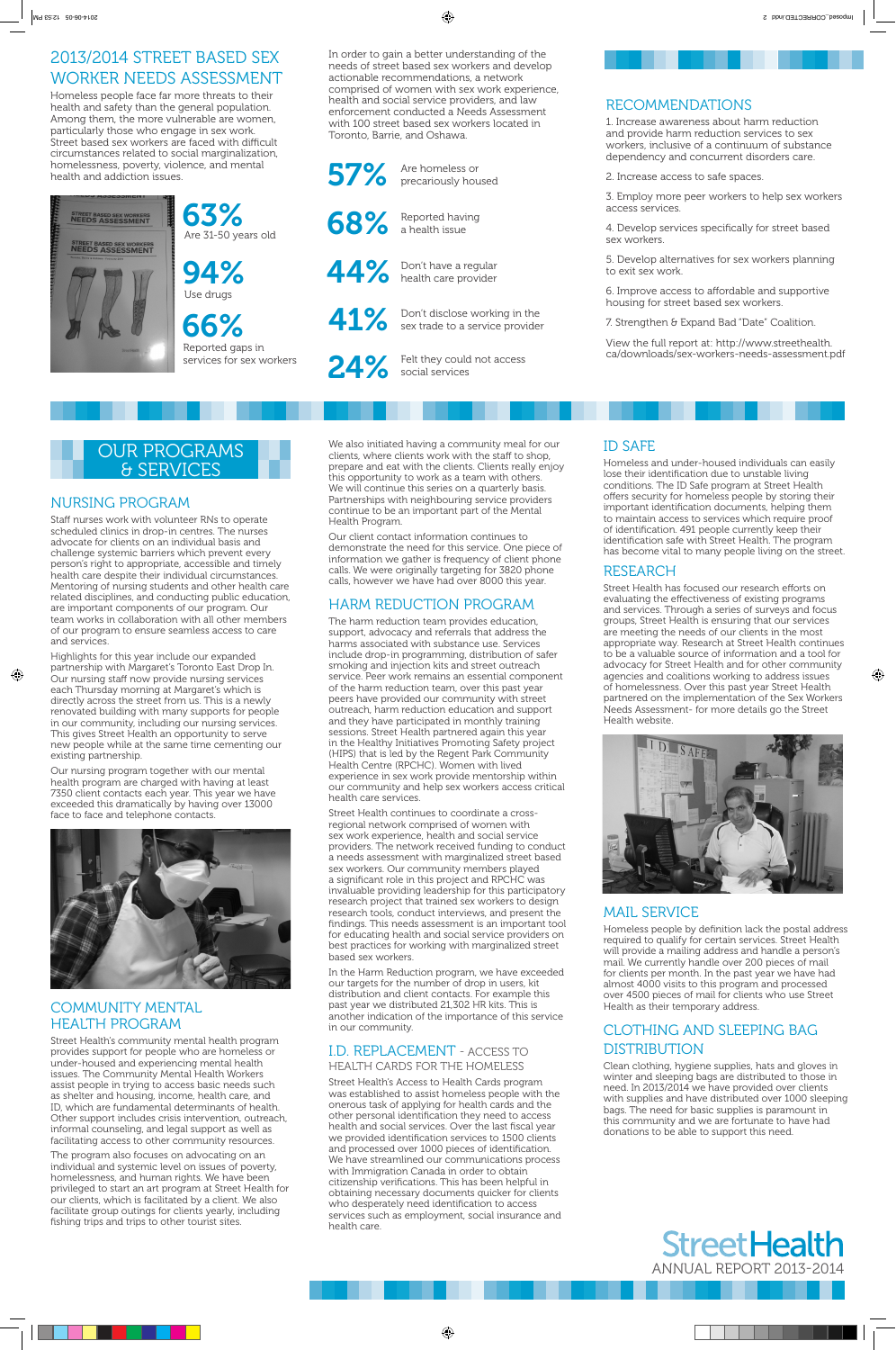## 2013/2014 STREET BASED SEX WORKER NEEDS ASSESSMENT

Homeless people face far more threats to their health and safety than the general population. Among them, the more vulnerable are women, particularly those who engage in sex work. Street based sex workers are faced with difficult circumstances related to social marginalization, homelessness, poverty, violence, and mental health and addiction issues.

**63%** Are 31-50 years old

**94%** Use drugs

**66%** Reported gaps in services for sex workers

In order to gain a better understanding of the needs of street based sex workers and develop actionable recommendations, a network comprised of women with sex work experience, health and social service providers, and law enforcement conducted a Needs Assessment with 100 street based sex workers located in Toronto, Barrie, and Oshawa.

**57%** Are homeless or precariously housed

**68%** Reported having a health issue

**44%** Don't have a regular health care provider

**41%** Don't disclose working in the sex trade to a service provider

**24%** Felt they could not access social services

### RECOMMENDATIONS

1. Increase awareness about harm reduction and provide harm reduction services to sex workers, inclusive of a continuum of substance dependency and concurrent disorders care.
2. Increase access to safe spaces.
3. Employ more peer workers to help sex workers access services.
4. Develop services specifically for street based sex workers.
5. Develop alternatives for sex workers planning to exit sex work.
6. Improve access to affordable and supportive housing for street based sex workers.
7. Strengthen & Expand Bad "Date" Coalition.

View the full report at: http://www.streethealth.ca/downloads/sex-workers-needs-assessment.pdf

## OUR PROGRAMS & SERVICES

### NURSING PROGRAM

Staff nurses work with volunteer RNs to operate scheduled clinics in drop-in centres. The nurses advocate for clients on an individual basis and challenge systemic barriers which prevent every person's right to appropriate, accessible and timely health care despite their individual circumstances. Mentoring of nursing students and other health care related disciplines, and conducting public education, are important components of our program. Our team works in collaboration with all other members of our program to ensure seamless access to care and services.

Highlights for this year include our expanded partnership with Margaret's Toronto East Drop In. Our nursing staff now provide nursing services each Thursday morning at Margaret's which is directly across the street from us. This is a newly renovated building with many supports for people in our community, including our nursing services. This gives Street Health an opportunity to serve new people while at the same time cementing our existing partnership.

Our nursing program together with our mental health program are charged with having at least 7350 client contacts each year. This year we have exceeded this dramatically by having over 13000 face to face and telephone contacts.

### COMMUNITY MENTAL HEALTH PROGRAM

Street Health's community mental health program provides support for people who are homeless or under-housed and experiencing mental health issues. The Community Mental Health Workers assist people in trying to access basic needs such as shelter and housing, income, health care, and ID, which are fundamental determinants of health. Other support includes crisis intervention, outreach, informal counseling, and legal support as well as facilitating access to other community resources.

The program also focuses on advocating on an individual and systemic level on issues of poverty, homelessness, and human rights. We have been privileged to start an art program at Street Health for our clients, which is facilitated by a client. We also facilitate group outings for clients yearly, including fishing trips and trips to other tourist sites.

We also initiated having a community meal for our clients, where clients work with the staff to shop, prepare and eat with the clients. Clients really enjoy this opportunity to work as a team with others. We will continue this series on a quarterly basis. Partnerships with neighbouring service providers continue to be an important part of the Mental Health Program.

Our client contact information continues to demonstrate the need for this service. One piece of information we gather is frequency of client phone calls. We were originally targeting for 3820 phone calls, however we have had over 8000 this year.

### HARM REDUCTION PROGRAM

The harm reduction team provides education, support, advocacy and referrals that address the harms associated with substance use. Services include drop-in programming, distribution of safer smoking and injection kits and street outreach service. Peer work remains an essential component of the harm reduction team, over this past year peers have provided our community with street outreach, harm reduction education and support and they have participated in monthly training sessions. Street Health partnered again this year in the Healthy Initiatives Promoting Safety project (HIPS) that is led by the Regent Park Community Health Centre (RPCHC). Women with lived experience in sex work provide mentorship within our community and help sex workers access critical health care services.

Street Health continues to coordinate a cross-regional network comprised of women with sex work experience, health and social service providers. The network received funding to conduct a needs assessment with marginalized street based sex workers. Our community members played a significant role in this project and RPCHC was invaluable providing leadership for this participatory research project that trained sex workers to design research tools, conduct interviews, and present the findings. This needs assessment is an important tool for educating health and social service providers on best practices for working with marginalized street based sex workers.

In the Harm Reduction program, we have exceeded our targets for the number of drop in users, kit distribution and client contacts. For example this past year we distributed 21,302 HR kits. This is another indication of the importance of this service in our community.

### I.D. REPLACEMENT - ACCESS TO HEALTH CARDS FOR THE HOMELESS

Street Health's Access to Health Cards program was established to assist homeless people with the onerous task of applying for health cards and the other personal identification they need to access health and social services. Over the last fiscal year we provided identification services to 1500 clients and processed over 1000 pieces of identification. We have streamlined our communications process with Immigration Canada in order to obtain citizenship verifications. This has been helpful in obtaining necessary documents quicker for clients who desperately need identification to access services such as employment, social insurance and health care.

### ID SAFE

Homeless and under-housed individuals can easily lose their identification due to unstable living conditions. The ID Safe program at Street Health offers security for homeless people by storing their important identification documents, helping them to maintain access to services which require proof of identification. 491 people currently keep their identification safe with Street Health. The program has become vital to many people living on the street.

### RESEARCH

Street Health has focused our research efforts on evaluating the effectiveness of existing programs and services. Through a series of surveys and focus groups, Street Health is ensuring that our services are meeting the needs of our clients in the most appropriate way. Research at Street Health continues to be a valuable source of information and a tool for advocacy for Street Health and for other community agencies and coalitions working to address issues of homelessness. Over this past year Street Health partnered on the implementation of the Sex Workers Needs Assessment- for more details go the Street Health website.

### MAIL SERVICE

Homeless people by definition lack the postal address required to qualify for certain services. Street Health will provide a mailing address and handle a person's mail. We currently handle over 200 pieces of mail for clients per month. In the past year we have had almost 4000 visits to this program and processed over 4500 pieces of mail for clients who use Street Health as their temporary address.

### CLOTHING AND SLEEPING BAG DISTRIBUTION

Clean clothing, hygiene supplies, hats and gloves in winter and sleeping bags are distributed to those in need. In 2013/2014 we have provided over clients with supplies and have distributed over 1000 sleeping bags. The need for basic supplies is paramount in this community and we are fortunate to have had donations to be able to support this need.

StreetHealth
ANNUAL REPORT 2013-2014